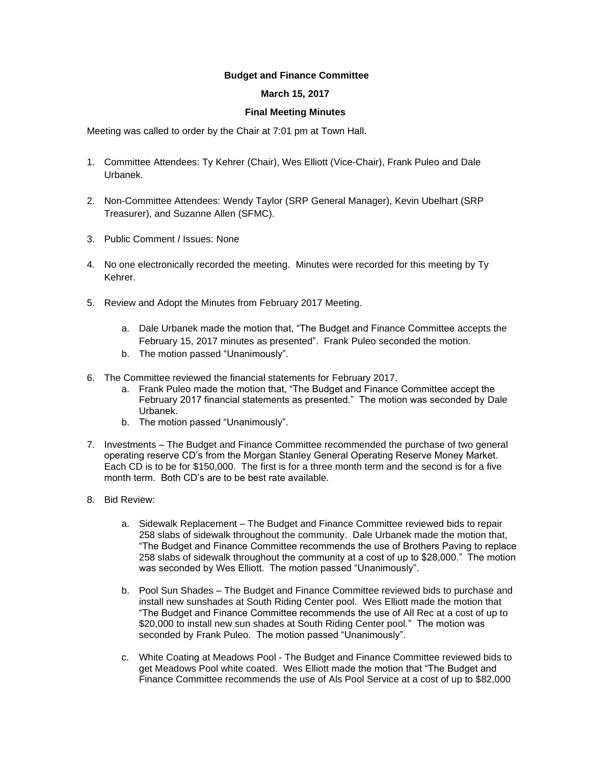**Budget and Finance Committee**

**March 15, 2017**

**Final Meeting Minutes**

Meeting was called to order by the Chair at 7:01 pm at Town Hall.

1. Committee Attendees: Ty Kehrer (Chair), Wes Elliott (Vice-Chair), Frank Puleo and Dale Urbanek.

2. Non-Committee Attendees: Wendy Taylor (SRP General Manager), Kevin Ubelhart (SRP Treasurer), and Suzanne Allen (SFMC).

3. Public Comment / Issues: None

4. No one electronically recorded the meeting. Minutes were recorded for this meeting by Ty Kehrer.

5. Review and Adopt the Minutes from February 2017 Meeting.

    a. Dale Urbanek made the motion that, "The Budget and Finance Committee accepts the February 15, 2017 minutes as presented". Frank Puleo seconded the motion.
    b. The motion passed "Unanimously".

6. The Committee reviewed the financial statements for February 2017.
    a. Frank Puleo made the motion that, "The Budget and Finance Committee accept the February 2017 financial statements as presented." The motion was seconded by Dale Urbanek.
    b. The motion passed "Unanimously".

7. Investments – The Budget and Finance Committee recommended the purchase of two general operating reserve CD's from the Morgan Stanley General Operating Reserve Money Market. Each CD is to be for $150,000. The first is for a three month term and the second is for a five month term. Both CD's are to be best rate available.

8. Bid Review:

    a. Sidewalk Replacement – The Budget and Finance Committee reviewed bids to repair 258 slabs of sidewalk throughout the community. Dale Urbanek made the motion that, "The Budget and Finance Committee recommends the use of Brothers Paving to replace 258 slabs of sidewalk throughout the community at a cost of up to $28,000." The motion was seconded by Wes Elliott. The motion passed "Unanimously".

    b. Pool Sun Shades – The Budget and Finance Committee reviewed bids to purchase and install new sunshades at South Riding Center pool. Wes Elliott made the motion that "The Budget and Finance Committee recommends the use of All Rec at a cost of up to $20,000 to install new sun shades at South Riding Center pool." The motion was seconded by Frank Puleo. The motion passed "Unanimously".

    c. White Coating at Meadows Pool - The Budget and Finance Committee reviewed bids to get Meadows Pool white coated. Wes Elliott made the motion that "The Budget and Finance Committee recommends the use of Als Pool Service at a cost of up to $82,000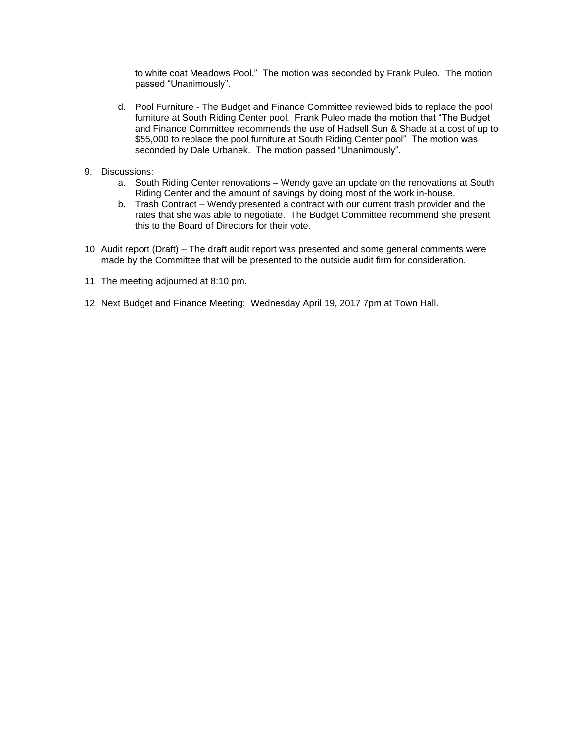to white coat Meadows Pool." The motion was seconded by Frank Puleo. The motion passed "Unanimously".

d. Pool Furniture - The Budget and Finance Committee reviewed bids to replace the pool furniture at South Riding Center pool. Frank Puleo made the motion that "The Budget and Finance Committee recommends the use of Hadsell Sun & Shade at a cost of up to $55,000 to replace the pool furniture at South Riding Center pool" The motion was seconded by Dale Urbanek. The motion passed "Unanimously".

9. Discussions:
   a. South Riding Center renovations – Wendy gave an update on the renovations at South Riding Center and the amount of savings by doing most of the work in-house.
   b. Trash Contract – Wendy presented a contract with our current trash provider and the rates that she was able to negotiate. The Budget Committee recommend she present this to the Board of Directors for their vote.

10. Audit report (Draft) – The draft audit report was presented and some general comments were made by the Committee that will be presented to the outside audit firm for consideration.

11. The meeting adjourned at 8:10 pm.

12. Next Budget and Finance Meeting: Wednesday April 19, 2017 7pm at Town Hall.